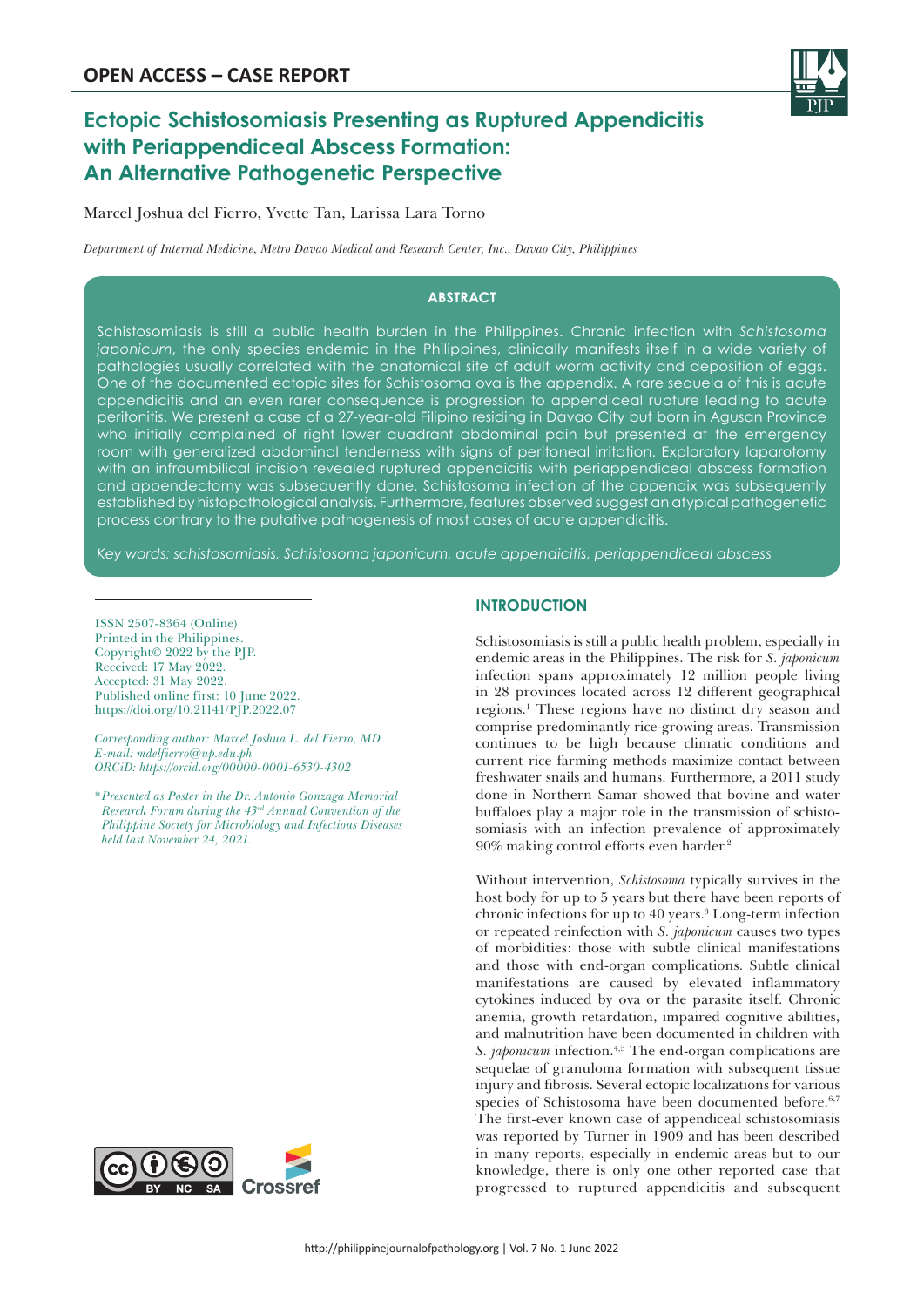**OPEN ACCESS – CASE REPORT**

# Ectopic Schistosomiasis Presenting as Ruptured Appendicitis with Periappendiceal Abscess Formation: An Alternative Pathogenetic Perspective

Marcel Joshua del Fierro, Yvette Tan, Larissa Lara Torno

*Department of Internal Medicine, Metro Davao Medical and Research Center, Inc., Davao City, Philippines*

## ABSTRACT

Schistosomiasis is still a public health burden in the Philippines. Chronic infection with *Schistosoma japonicum*, the only species endemic in the Philippines, clinically manifests itself in a wide variety of pathologies usually correlated with the anatomical site of adult worm activity and deposition of eggs. One of the documented ectopic sites for Schistosoma ova is the appendix. A rare sequela of this is acute appendicitis and an even rarer consequence is progression to appendiceal rupture leading to acute peritonitis. We present a case of a 27-year-old Filipino residing in Davao City but born in Agusan Province who initially complained of right lower quadrant abdominal pain but presented at the emergency room with generalized abdominal tenderness with signs of peritoneal irritation. Exploratory laparotomy with an infraumbilical incision revealed ruptured appendicitis with periappendiceal abscess formation and appendectomy was subsequently done. Schistosoma infection of the appendix was subsequently established by histopathological analysis. Furthermore, features observed suggest an atypical pathogenetic process contrary to the putative pathogenesis of most cases of acute appendicitis.

*Key words: schistosomiasis, Schistosoma japonicum, acute appendicitis, periappendiceal abscess*

ISSN 2507-8364 (Online)
Printed in the Philippines.
Copyright© 2022 by the PJP.
Received: 17 May 2022.
Accepted: 31 May 2022.
Published online first: 10 June 2022.
https://doi.org/10.21141/PJP.2022.07

*Corresponding author: Marcel Joshua L. del Fierro, MD*
*E-mail: mdelfierro@up.edu.ph*
*ORCiD: https://orcid.org/00000-0001-6530-4302*

*\*Presented as Poster in the Dr. Antonio Gonzaga Memorial Research Forum during the 43rd Annual Convention of the Philippine Society for Microbiology and Infectious Diseases held last November 24, 2021.*

## INTRODUCTION

Schistosomiasis is still a public health problem, especially in endemic areas in the Philippines. The risk for *S. japonicum* infection spans approximately 12 million people living in 28 provinces located across 12 different geographical regions.[1] These regions have no distinct dry season and comprise predominantly rice-growing areas. Transmission continues to be high because climatic conditions and current rice farming methods maximize contact between freshwater snails and humans. Furthermore, a 2011 study done in Northern Samar showed that bovine and water buffaloes play a major role in the transmission of schistosomiasis with an infection prevalence of approximately 90% making control efforts even harder.[2]

Without intervention, *Schistosoma* typically survives in the host body for up to 5 years but there have been reports of chronic infections for up to 40 years.[3] Long-term infection or repeated reinfection with *S. japonicum* causes two types of morbidities: those with subtle clinical manifestations and those with end-organ complications. Subtle clinical manifestations are caused by elevated inflammatory cytokines induced by ova or the parasite itself. Chronic anemia, growth retardation, impaired cognitive abilities, and malnutrition have been documented in children with *S. japonicum* infection.[4,5] The end-organ complications are sequelae of granuloma formation with subsequent tissue injury and fibrosis. Several ectopic localizations for various species of Schistosoma have been documented before.[6,7] The first-ever known case of appendiceal schistosomiasis was reported by Turner in 1909 and has been described in many reports, especially in endemic areas but to our knowledge, there is only one other reported case that progressed to ruptured appendicitis and subsequent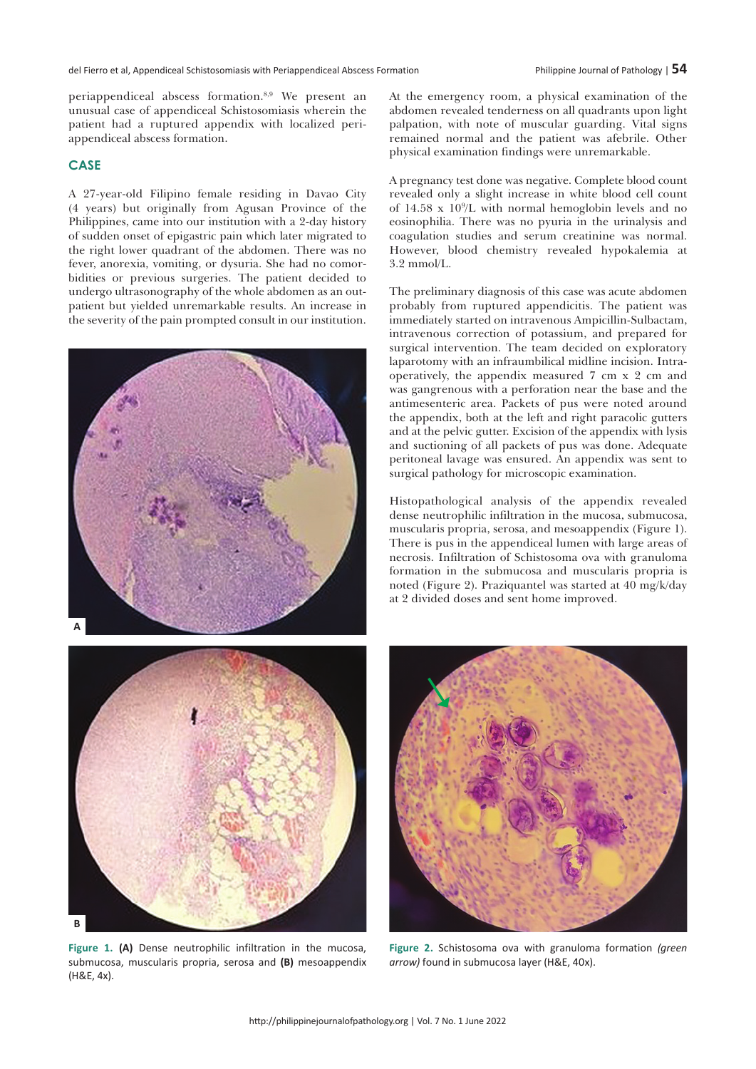periappendiceal abscess formation.[8,9] We present an unusual case of appendiceal Schistosomiasis wherein the patient had a ruptured appendix with localized peri-appendiceal abscess formation.

## CASE

A 27-year-old Filipino female residing in Davao City (4 years) but originally from Agusan Province of the Philippines, came into our institution with a 2-day history of sudden onset of epigastric pain which later migrated to the right lower quadrant of the abdomen. There was no fever, anorexia, vomiting, or dysuria. She had no comorbidities or previous surgeries. The patient decided to undergo ultrasonography of the whole abdomen as an out-patient but yielded unremarkable results. An increase in the severity of the pain prompted consult in our institution.

At the emergency room, a physical examination of the abdomen revealed tenderness on all quadrants upon light palpation, with note of muscular guarding. Vital signs remained normal and the patient was afebrile. Other physical examination findings were unremarkable.

A pregnancy test done was negative. Complete blood count revealed only a slight increase in white blood cell count of 14.58 x $10^9$/L with normal hemoglobin levels and no eosinophilia. There was no pyuria in the urinalysis and coagulation studies and serum creatinine was normal. However, blood chemistry revealed hypokalemia at 3.2 mmol/L.

The preliminary diagnosis of this case was acute abdomen probably from ruptured appendicitis. The patient was immediately started on intravenous Ampicillin-Sulbactam, intravenous correction of potassium, and prepared for surgical intervention. The team decided on exploratory laparotomy with an infraumbilical midline incision. Intra-operatively, the appendix measured 7 cm x 2 cm and was gangrenous with a perforation near the base and the antimesenteric area. Packets of pus were noted around the appendix, both at the left and right paracolic gutters and at the pelvic gutter. Excision of the appendix with lysis and suctioning of all packets of pus was done. Adequate peritoneal lavage was ensured. An appendix was sent to surgical pathology for microscopic examination.

Histopathological analysis of the appendix revealed dense neutrophilic infiltration in the mucosa, submucosa, muscularis propria, serosa, and mesoappendix (Figure 1). There is pus in the appendiceal lumen with large areas of necrosis. Infiltration of Schistosoma ova with granuloma formation in the submucosa and muscularis propria is noted (Figure 2). Praziquantel was started at 40 mg/k/day at 2 divided doses and sent home improved.

**Figure 1. (A)** Dense neutrophilic infiltration in the mucosa, submucosa, muscularis propria, serosa and **(B)** mesoappendix (H&E, 4x).

**Figure 2.** Schistosoma ova with granuloma formation *(green arrow)* found in submucosa layer (H&E, 40x).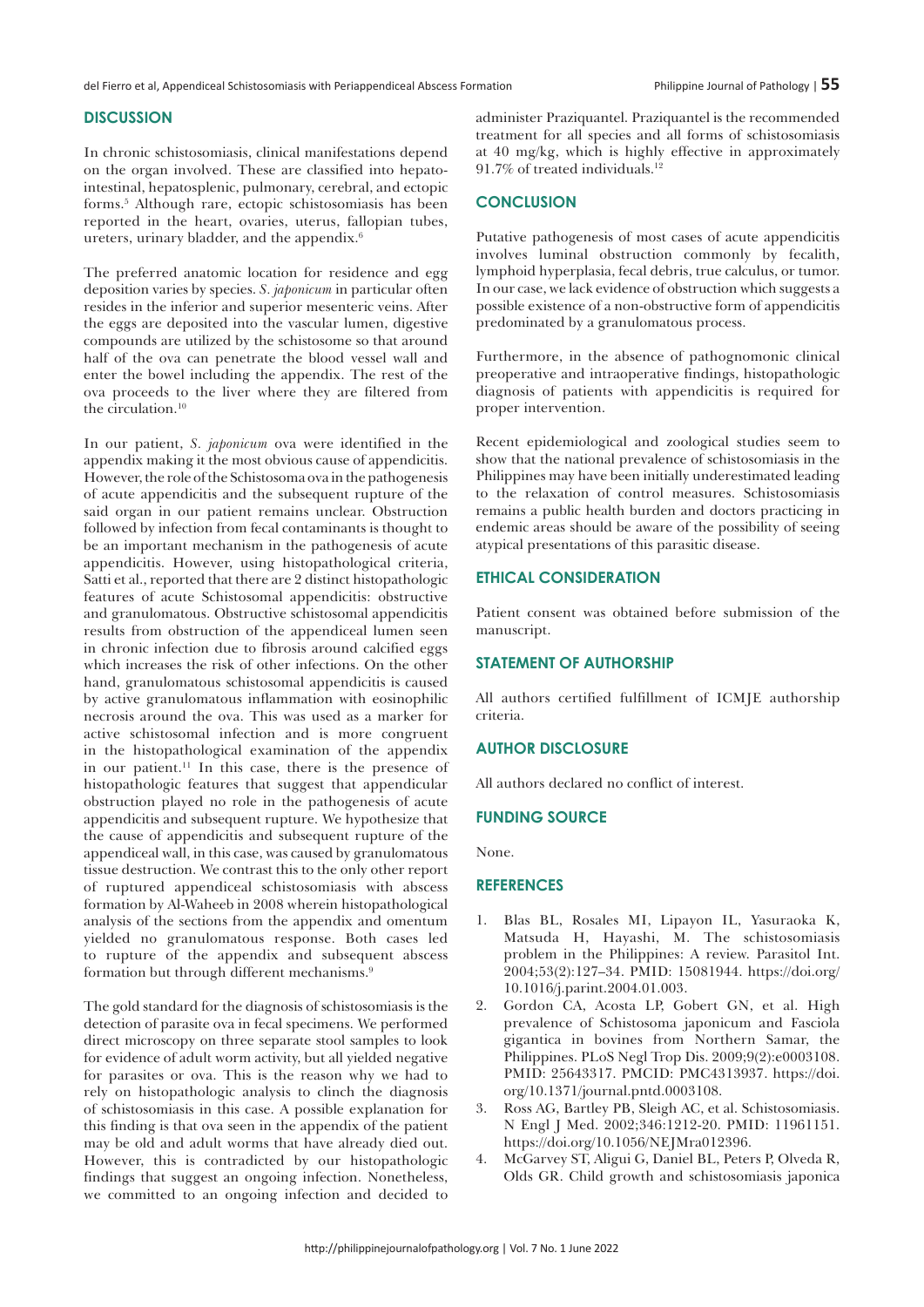## DISCUSSION

In chronic schistosomiasis, clinical manifestations depend on the organ involved. These are classified into hepato-intestinal, hepatosplenic, pulmonary, cerebral, and ectopic forms.[5] Although rare, ectopic schistosomiasis has been reported in the heart, ovaries, uterus, fallopian tubes, ureters, urinary bladder, and the appendix.[6]

The preferred anatomic location for residence and egg deposition varies by species. *S. japonicum* in particular often resides in the inferior and superior mesenteric veins. After the eggs are deposited into the vascular lumen, digestive compounds are utilized by the schistosome so that around half of the ova can penetrate the blood vessel wall and enter the bowel including the appendix. The rest of the ova proceeds to the liver where they are filtered from the circulation.[10]

In our patient, *S. japonicum* ova were identified in the appendix making it the most obvious cause of appendicitis. However, the role of the Schistosoma ova in the pathogenesis of acute appendicitis and the subsequent rupture of the said organ in our patient remains unclear. Obstruction followed by infection from fecal contaminants is thought to be an important mechanism in the pathogenesis of acute appendicitis. However, using histopathological criteria, Satti et al., reported that there are 2 distinct histopathologic features of acute Schistosomal appendicitis: obstructive and granulomatous. Obstructive schistosomal appendicitis results from obstruction of the appendiceal lumen seen in chronic infection due to fibrosis around calcified eggs which increases the risk of other infections. On the other hand, granulomatous schistosomal appendicitis is caused by active granulomatous inflammation with eosinophilic necrosis around the ova. This was used as a marker for active schistosomal infection and is more congruent in the histopathological examination of the appendix in our patient.[11] In this case, there is the presence of histopathologic features that suggest that appendicular obstruction played no role in the pathogenesis of acute appendicitis and subsequent rupture. We hypothesize that the cause of appendicitis and subsequent rupture of the appendiceal wall, in this case, was caused by granulomatous tissue destruction. We contrast this to the only other report of ruptured appendiceal schistosomiasis with abscess formation by Al-Waheeb in 2008 wherein histopathological analysis of the sections from the appendix and omentum yielded no granulomatous response. Both cases led to rupture of the appendix and subsequent abscess formation but through different mechanisms.[9]

The gold standard for the diagnosis of schistosomiasis is the detection of parasite ova in fecal specimens. We performed direct microscopy on three separate stool samples to look for evidence of adult worm activity, but all yielded negative for parasites or ova. This is the reason why we had to rely on histopathologic analysis to clinch the diagnosis of schistosomiasis in this case. A possible explanation for this finding is that ova seen in the appendix of the patient may be old and adult worms that have already died out. However, this is contradicted by our histopathologic findings that suggest an ongoing infection. Nonetheless, we committed to an ongoing infection and decided to administer Praziquantel. Praziquantel is the recommended treatment for all species and all forms of schistosomiasis at 40 mg/kg, which is highly effective in approximately 91.7% of treated individuals.[12]

## CONCLUSION

Putative pathogenesis of most cases of acute appendicitis involves luminal obstruction commonly by fecalith, lymphoid hyperplasia, fecal debris, true calculus, or tumor. In our case, we lack evidence of obstruction which suggests a possible existence of a non-obstructive form of appendicitis predominated by a granulomatous process.

Furthermore, in the absence of pathognomonic clinical preoperative and intraoperative findings, histopathologic diagnosis of patients with appendicitis is required for proper intervention.

Recent epidemiological and zoological studies seem to show that the national prevalence of schistosomiasis in the Philippines may have been initially underestimated leading to the relaxation of control measures. Schistosomiasis remains a public health burden and doctors practicing in endemic areas should be aware of the possibility of seeing atypical presentations of this parasitic disease.

## ETHICAL CONSIDERATION

Patient consent was obtained before submission of the manuscript.

## STATEMENT OF AUTHORSHIP

All authors certified fulfillment of ICMJE authorship criteria.

## AUTHOR DISCLOSURE

All authors declared no conflict of interest.

## FUNDING SOURCE

None.

## REFERENCES

1. Blas BL, Rosales MI, Lipayon IL, Yasuraoka K, Matsuda H, Hayashi, M. The schistosomiasis problem in the Philippines: A review. Parasitol Int. 2004;53(2):127–34. PMID: 15081944. https://doi.org/10.1016/j.parint.2004.01.003.
2. Gordon CA, Acosta LP, Gobert GN, et al. High prevalence of Schistosoma japonicum and Fasciola gigantica in bovines from Northern Samar, the Philippines. PLoS Negl Trop Dis. 2009;9(2):e0003108. PMID: 25643317. PMCID: PMC4313937. https://doi.org/10.1371/journal.pntd.0003108.
3. Ross AG, Bartley PB, Sleigh AC, et al. Schistosomiasis. N Engl J Med. 2002;346:1212-20. PMID: 11961151. https://doi.org/10.1056/NEJMra012396.
4. McGarvey ST, Aligui G, Daniel BL, Peters P, Olveda R, Olds GR. Child growth and schistosomiasis japonica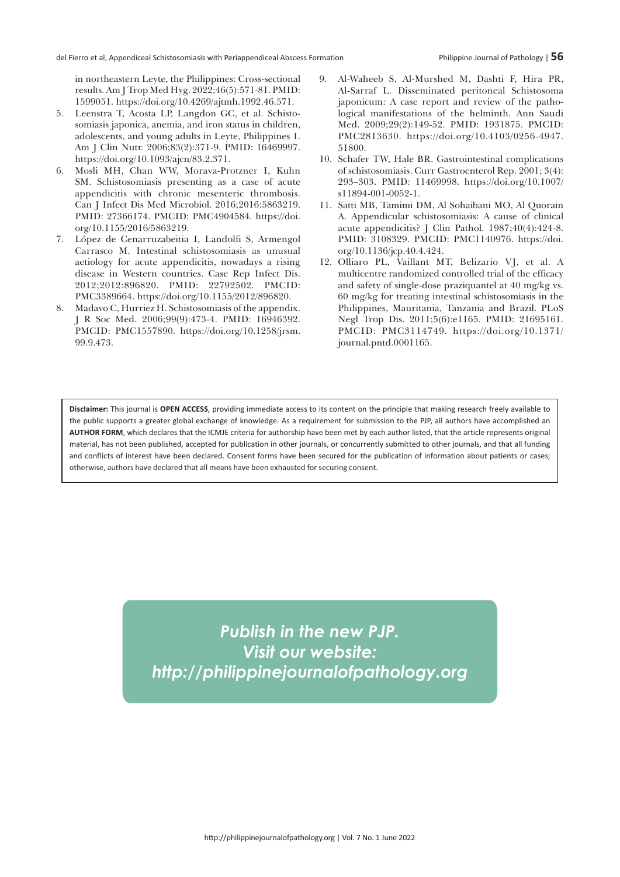in northeastern Leyte, the Philippines: Cross-sectional results. Am J Trop Med Hyg. 2022;46(5):571-81. PMID: 1599051. https://doi.org/10.4269/ajtmh.1992.46.571.

5. Leenstra T, Acosta LP, Langdon GC, et al. Schistosomiasis japonica, anemia, and iron status in children, adolescents, and young adults in Leyte, Philippines 1. Am J Clin Nutr. 2006;83(2):371-9. PMID: 16469997. https://doi.org/10.1093/ajcn/83.2.371.
6. Mosli MH, Chan WW, Morava-Protzner I, Kuhn SM. Schistosomiasis presenting as a case of acute appendicitis with chronic mesenteric thrombosis. Can J Infect Dis Med Microbiol. 2016;2016:5863219. PMID: 27366174. PMCID: PMC4904584. https://doi.org/10.1155/2016/5863219.
7. López de Cenarruzabeitia I, Landolfi S, Armengol Carrasco M. Intestinal schistosomiasis as unusual aetiology for acute appendicitis, nowadays a rising disease in Western countries. Case Rep Infect Dis. 2012;2012:896820. PMID: 22792502. PMCID: PMC3389664. https://doi.org/10.1155/2012/896820.
8. Madavo C, Hurriez H. Schistosomiasis of the appendix. J R Soc Med. 2006;99(9):473-4. PMID: 16946392. PMCID: PMC1557890. https://doi.org/10.1258/jrsm.99.9.473.
9. Al-Waheeb S, Al-Murshed M, Dashti F, Hira PR, Al-Sarraf L. Disseminated peritoneal Schistosoma japonicum: A case report and review of the pathological manifestations of the helminth. Ann Saudi Med. 2009;29(2):149-52. PMID: 1931875. PMCID: PMC2813630. https://doi.org/10.4103/0256-4947.51800.
10. Schafer TW, Hale BR. Gastrointestinal complications of schistosomiasis. Curr Gastroenterol Rep. 2001; 3(4): 293–303. PMID: 11469998. https://doi.org/10.1007/s11894-001-0052-1.
11. Satti MB, Tamimi DM, Al Sohaibani MO, Al Quorain A. Appendicular schistosomiasis: A cause of clinical acute appendicitis? J Clin Pathol. 1987;40(4):424-8. PMID: 3108329. PMCID: PMC1140976. https://doi.org/10.1136/jcp.40.4.424.
12. Olliaro PL, Vaillant MT, Belizario VJ, et al. A multicentre randomized controlled trial of the efficacy and safety of single-dose praziquantel at 40 mg/kg vs. 60 mg/kg for treating intestinal schistosomiasis in the Philippines, Mauritania, Tanzania and Brazil. PLoS Negl Trop Dis. 2011;5(6):e1165. PMID: 21695161. PMCID: PMC3114749. https://doi.org/10.1371/journal.pntd.0001165.

**Disclaimer:** This journal is **OPEN ACCESS**, providing immediate access to its content on the principle that making research freely available to the public supports a greater global exchange of knowledge. As a requirement for submission to the PJP, all authors have accomplished an **AUTHOR FORM**, which declares that the ICMJE criteria for authorship have been met by each author listed, that the article represents original material, has not been published, accepted for publication in other journals, or concurrently submitted to other journals, and that all funding and conflicts of interest have been declared. Consent forms have been secured for the publication of information about patients or cases; otherwise, authors have declared that all means have been exhausted for securing consent.

***Publish in the new PJP.***
***Visit our website:***
***http://philippinejournalofpathology.org***